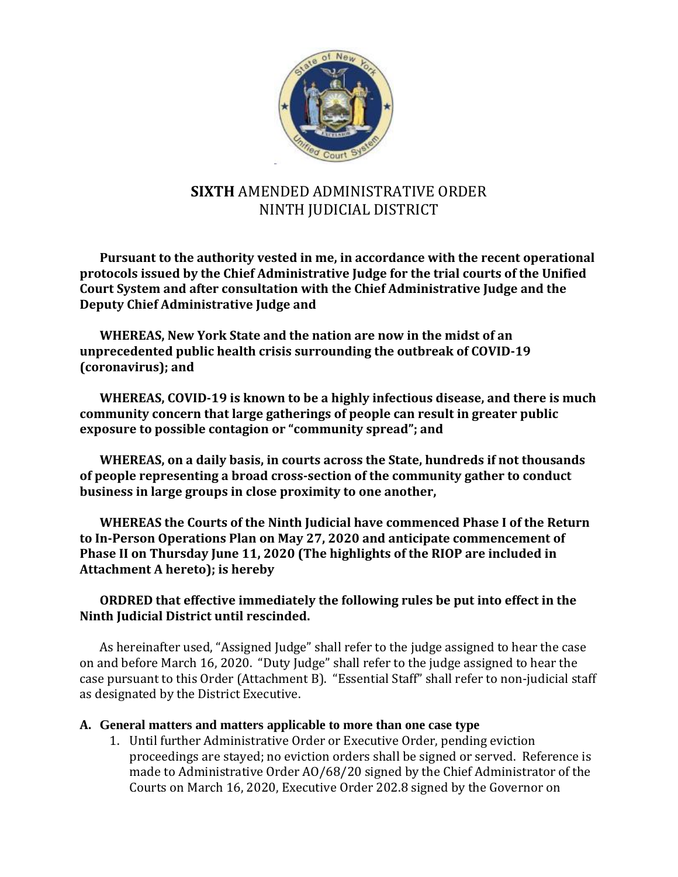# **SIXTH** AMENDED ADMINISTRATIVE ORDER NINTH JUDICIAL DISTRICT

**Pursuant to the authority vested in me, in accordance with the recent operational protocols issued by the Chief Administrative Judge for the trial courts of the Unified Court System and after consultation with the Chief Administrative Judge and the Deputy Chief Administrative Judge and**

**WHEREAS, New York State and the nation are now in the midst of an unprecedented public health crisis surrounding the outbreak of COVID-19 (coronavirus); and**

**WHEREAS, COVID-19 is known to be a highly infectious disease, and there is much community concern that large gatherings of people can result in greater public exposure to possible contagion or "community spread"; and**

**WHEREAS, on a daily basis, in courts across the State, hundreds if not thousands of people representing a broad cross-section of the community gather to conduct business in large groups in close proximity to one another,**

**WHEREAS the Courts of the Ninth Judicial have commenced Phase I of the Return to In-Person Operations Plan on May 27, 2020 and anticipate commencement of Phase II on Thursday June 11, 2020 (The highlights of the RIOP are included in Attachment A hereto); is hereby**

**ORDRED that effective immediately the following rules be put into effect in the Ninth Judicial District until rescinded.**

As hereinafter used, "Assigned Judge" shall refer to the judge assigned to hear the case on and before March 16, 2020. "Duty Judge" shall refer to the judge assigned to hear the case pursuant to this Order (Attachment B). "Essential Staff" shall refer to non-judicial staff as designated by the District Executive.

**A. General matters and matters applicable to more than one case type**

1. Until further Administrative Order or Executive Order, pending eviction proceedings are stayed; no eviction orders shall be signed or served. Reference is made to Administrative Order AO/68/20 signed by the Chief Administrator of the Courts on March 16, 2020, Executive Order 202.8 signed by the Governor on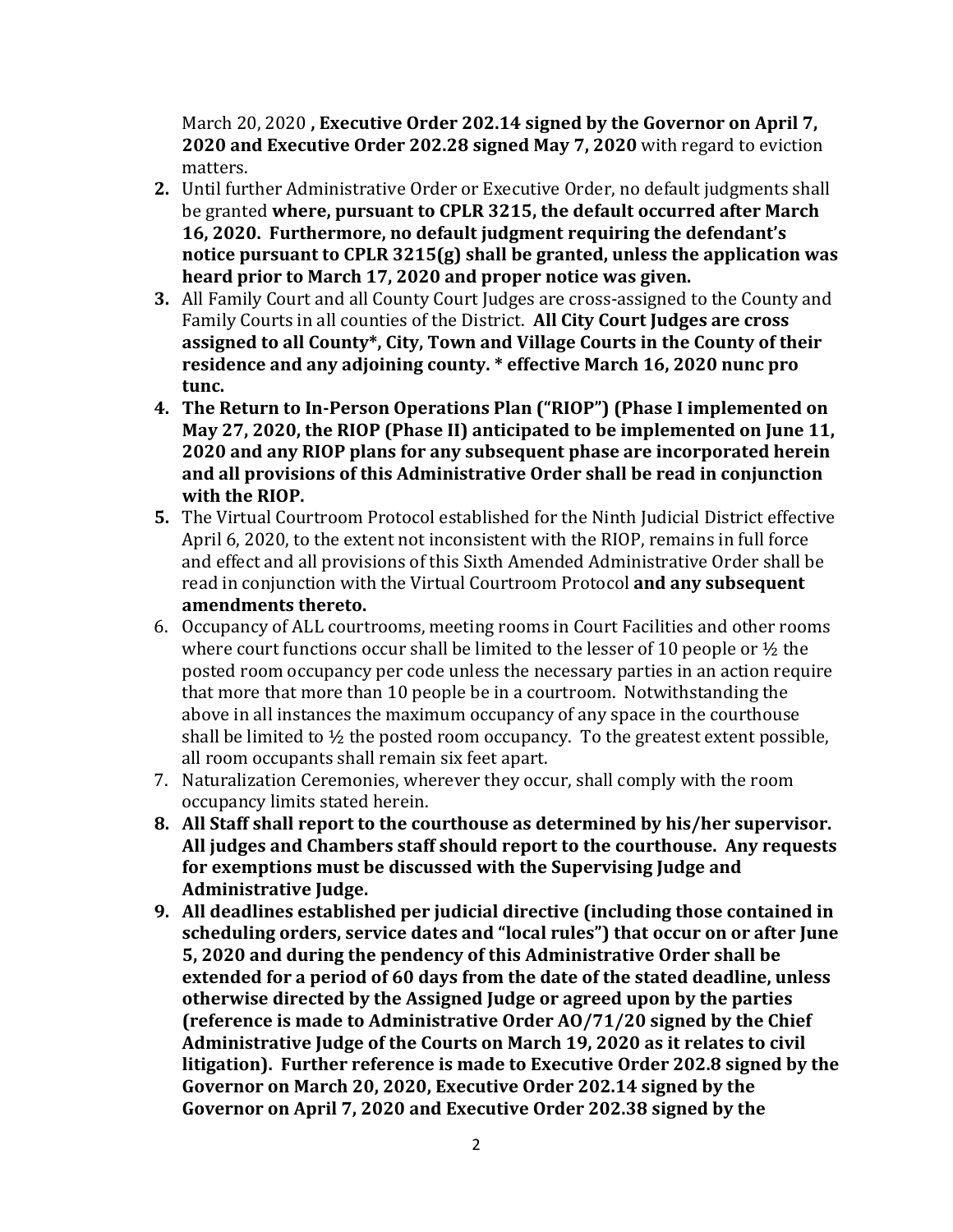March 20, 2020 **, Executive Order 202.14 signed by the Governor on April 7, 2020 and Executive Order 202.28 signed May 7, 2020** with regard to eviction matters.

2. Until further Administrative Order or Executive Order, no default judgments shall be granted **where, pursuant to CPLR 3215, the default occurred after March 16, 2020. Furthermore, no default judgment requiring the defendant's notice pursuant to CPLR 3215(g) shall be granted, unless the application was heard prior to March 17, 2020 and proper notice was given.**
3. All Family Court and all County Court Judges are cross-assigned to the County and Family Courts in all counties of the District. **All City Court Judges are cross assigned to all County*, City, Town and Village Courts in the County of their residence and any adjoining county. * effective March 16, 2020 nunc pro tunc.**
4. **The Return to In-Person Operations Plan ("RIOP") (Phase I implemented on May 27, 2020, the RIOP (Phase II) anticipated to be implemented on June 11, 2020 and any RIOP plans for any subsequent phase are incorporated herein and all provisions of this Administrative Order shall be read in conjunction with the RIOP.**
5. The Virtual Courtroom Protocol established for the Ninth Judicial District effective April 6, 2020, to the extent not inconsistent with the RIOP, remains in full force and effect and all provisions of this Sixth Amended Administrative Order shall be read in conjunction with the Virtual Courtroom Protocol **and any subsequent amendments thereto.**
6. Occupancy of ALL courtrooms, meeting rooms in Court Facilities and other rooms where court functions occur shall be limited to the lesser of 10 people or ½ the posted room occupancy per code unless the necessary parties in an action require that more that more than 10 people be in a courtroom. Notwithstanding the above in all instances the maximum occupancy of any space in the courthouse shall be limited to ½ the posted room occupancy. To the greatest extent possible, all room occupants shall remain six feet apart.
7. Naturalization Ceremonies, wherever they occur, shall comply with the room occupancy limits stated herein.
8. **All Staff shall report to the courthouse as determined by his/her supervisor. All judges and Chambers staff should report to the courthouse. Any requests for exemptions must be discussed with the Supervising Judge and Administrative Judge.**
9. **All deadlines established per judicial directive (including those contained in scheduling orders, service dates and "local rules") that occur on or after June 5, 2020 and during the pendency of this Administrative Order shall be extended for a period of 60 days from the date of the stated deadline, unless otherwise directed by the Assigned Judge or agreed upon by the parties (reference is made to Administrative Order AO/71/20 signed by the Chief Administrative Judge of the Courts on March 19, 2020 as it relates to civil litigation). Further reference is made to Executive Order 202.8 signed by the Governor on March 20, 2020, Executive Order 202.14 signed by the Governor on April 7, 2020 and Executive Order 202.38 signed by the**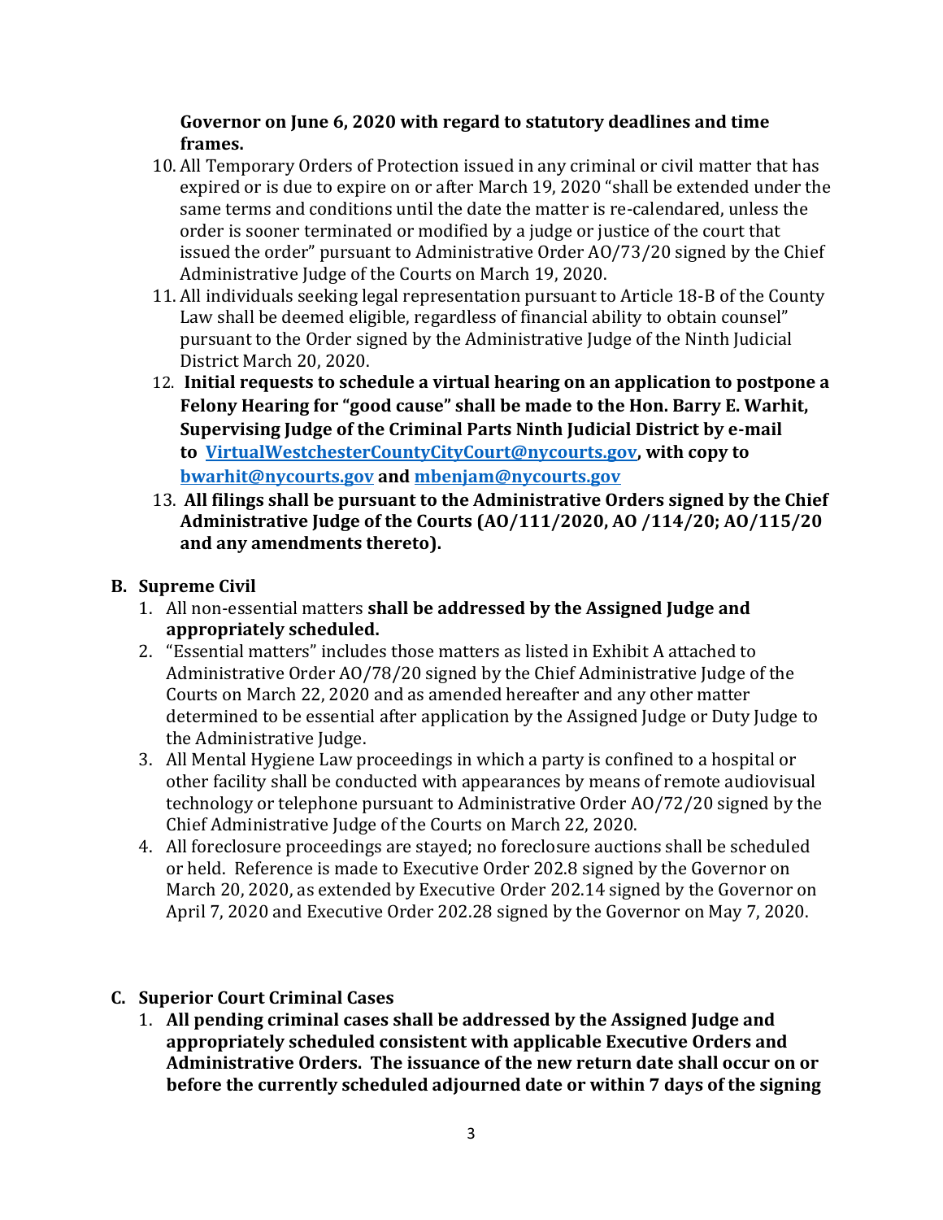**Governor on June 6, 2020 with regard to statutory deadlines and time frames.**

10. All Temporary Orders of Protection issued in any criminal or civil matter that has expired or is due to expire on or after March 19, 2020 "shall be extended under the same terms and conditions until the date the matter is re-calendared, unless the order is sooner terminated or modified by a judge or justice of the court that issued the order" pursuant to Administrative Order AO/73/20 signed by the Chief Administrative Judge of the Courts on March 19, 2020.
11. All individuals seeking legal representation pursuant to Article 18-B of the County Law shall be deemed eligible, regardless of financial ability to obtain counsel" pursuant to the Order signed by the Administrative Judge of the Ninth Judicial District March 20, 2020.
12. **Initial requests to schedule a virtual hearing on an application to postpone a Felony Hearing for "good cause" shall be made to the Hon. Barry E. Warhit, Supervising Judge of the Criminal Parts Ninth Judicial District by e-mail to [VirtualWestchesterCountyCityCourt@nycourts.gov](mailto:VirtualWestchesterCountyCityCourt@nycourts.gov), with copy to [bwarhit@nycourts.gov](mailto:bwarhit@nycourts.gov) and [mbenjam@nycourts.gov](mailto:mbenjam@nycourts.gov)**
13. **All filings shall be pursuant to the Administrative Orders signed by the Chief Administrative Judge of the Courts (AO/111/2020, AO /114/20; AO/115/20 and any amendments thereto).**

## B. Supreme Civil

1. All non-essential matters **shall be addressed by the Assigned Judge and appropriately scheduled.**
2. "Essential matters" includes those matters as listed in Exhibit A attached to Administrative Order AO/78/20 signed by the Chief Administrative Judge of the Courts on March 22, 2020 and as amended hereafter and any other matter determined to be essential after application by the Assigned Judge or Duty Judge to the Administrative Judge.
3. All Mental Hygiene Law proceedings in which a party is confined to a hospital or other facility shall be conducted with appearances by means of remote audiovisual technology or telephone pursuant to Administrative Order AO/72/20 signed by the Chief Administrative Judge of the Courts on March 22, 2020.
4. All foreclosure proceedings are stayed; no foreclosure auctions shall be scheduled or held. Reference is made to Executive Order 202.8 signed by the Governor on March 20, 2020, as extended by Executive Order 202.14 signed by the Governor on April 7, 2020 and Executive Order 202.28 signed by the Governor on May 7, 2020.

## C. Superior Court Criminal Cases

1. **All pending criminal cases shall be addressed by the Assigned Judge and appropriately scheduled consistent with applicable Executive Orders and Administrative Orders. The issuance of the new return date shall occur on or before the currently scheduled adjourned date or within 7 days of the signing**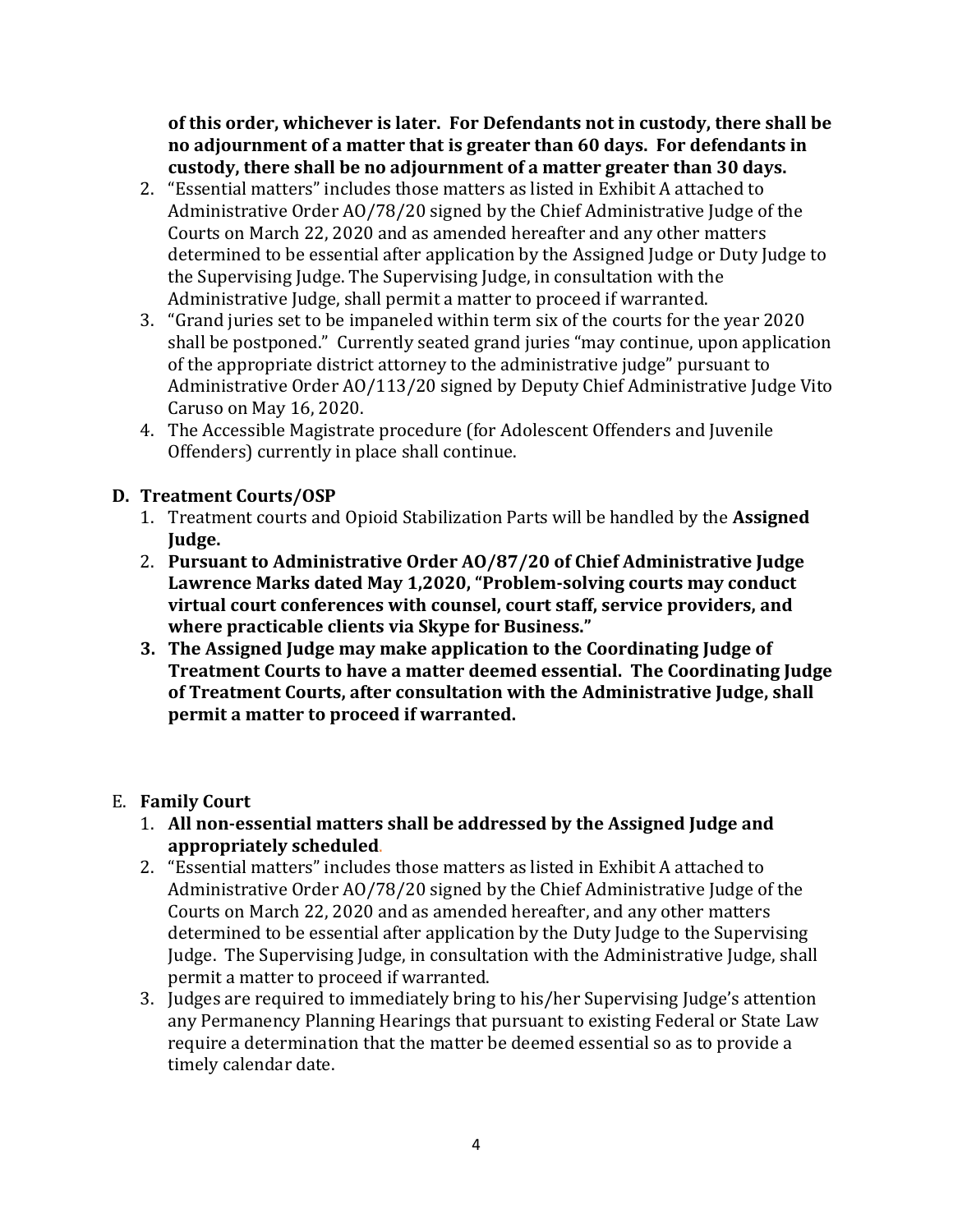**of this order, whichever is later. For Defendants not in custody, there shall be no adjournment of a matter that is greater than 60 days. For defendants in custody, there shall be no adjournment of a matter greater than 30 days.**

2. "Essential matters" includes those matters as listed in Exhibit A attached to Administrative Order AO/78/20 signed by the Chief Administrative Judge of the Courts on March 22, 2020 and as amended hereafter and any other matters determined to be essential after application by the Assigned Judge or Duty Judge to the Supervising Judge. The Supervising Judge, in consultation with the Administrative Judge, shall permit a matter to proceed if warranted.
3. "Grand juries set to be impaneled within term six of the courts for the year 2020 shall be postponed." Currently seated grand juries "may continue, upon application of the appropriate district attorney to the administrative judge" pursuant to Administrative Order AO/113/20 signed by Deputy Chief Administrative Judge Vito Caruso on May 16, 2020.
4. The Accessible Magistrate procedure (for Adolescent Offenders and Juvenile Offenders) currently in place shall continue.

**D. Treatment Courts/OSP**

1. Treatment courts and Opioid Stabilization Parts will be handled by the **Assigned Judge.**
2. **Pursuant to Administrative Order AO/87/20 of Chief Administrative Judge Lawrence Marks dated May 1,2020, "Problem-solving courts may conduct virtual court conferences with counsel, court staff, service providers, and where practicable clients via Skype for Business."**
3. **The Assigned Judge may make application to the Coordinating Judge of Treatment Courts to have a matter deemed essential. The Coordinating Judge of Treatment Courts, after consultation with the Administrative Judge, shall permit a matter to proceed if warranted.**

E. **Family Court**

1. **All non-essential matters shall be addressed by the Assigned Judge and appropriately scheduled.**
2. "Essential matters" includes those matters as listed in Exhibit A attached to Administrative Order AO/78/20 signed by the Chief Administrative Judge of the Courts on March 22, 2020 and as amended hereafter, and any other matters determined to be essential after application by the Duty Judge to the Supervising Judge. The Supervising Judge, in consultation with the Administrative Judge, shall permit a matter to proceed if warranted.
3. Judges are required to immediately bring to his/her Supervising Judge's attention any Permanency Planning Hearings that pursuant to existing Federal or State Law require a determination that the matter be deemed essential so as to provide a timely calendar date.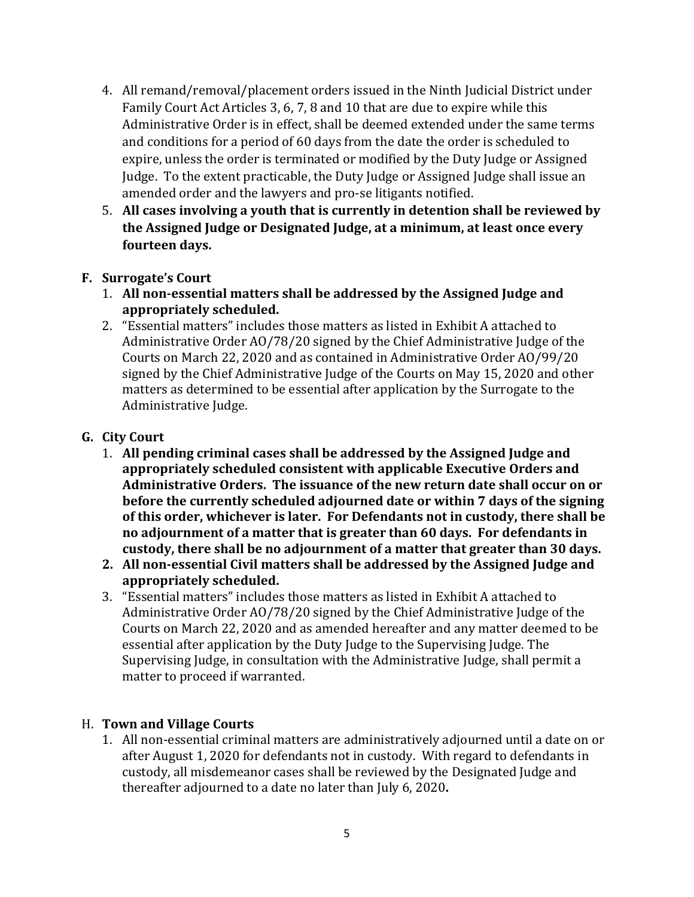4. All remand/removal/placement orders issued in the Ninth Judicial District under Family Court Act Articles 3, 6, 7, 8 and 10 that are due to expire while this Administrative Order is in effect, shall be deemed extended under the same terms and conditions for a period of 60 days from the date the order is scheduled to expire, unless the order is terminated or modified by the Duty Judge or Assigned Judge. To the extent practicable, the Duty Judge or Assigned Judge shall issue an amended order and the lawyers and pro-se litigants notified.
5. **All cases involving a youth that is currently in detention shall be reviewed by the Assigned Judge or Designated Judge, at a minimum, at least once every fourteen days.**

**F. Surrogate's Court**

1. **All non-essential matters shall be addressed by the Assigned Judge and appropriately scheduled.**
2. "Essential matters" includes those matters as listed in Exhibit A attached to Administrative Order AO/78/20 signed by the Chief Administrative Judge of the Courts on March 22, 2020 and as contained in Administrative Order AO/99/20 signed by the Chief Administrative Judge of the Courts on May 15, 2020 and other matters as determined to be essential after application by the Surrogate to the Administrative Judge.

**G. City Court**

1. **All pending criminal cases shall be addressed by the Assigned Judge and appropriately scheduled consistent with applicable Executive Orders and Administrative Orders. The issuance of the new return date shall occur on or before the currently scheduled adjourned date or within 7 days of the signing of this order, whichever is later. For Defendants not in custody, there shall be no adjournment of a matter that is greater than 60 days. For defendants in custody, there shall be no adjournment of a matter that greater than 30 days.**
2. **All non-essential Civil matters shall be addressed by the Assigned Judge and appropriately scheduled.**
3. "Essential matters" includes those matters as listed in Exhibit A attached to Administrative Order AO/78/20 signed by the Chief Administrative Judge of the Courts on March 22, 2020 and as amended hereafter and any matter deemed to be essential after application by the Duty Judge to the Supervising Judge. The Supervising Judge, in consultation with the Administrative Judge, shall permit a matter to proceed if warranted.

H. **Town and Village Courts**

1. All non-essential criminal matters are administratively adjourned until a date on or after August 1, 2020 for defendants not in custody. With regard to defendants in custody, all misdemeanor cases shall be reviewed by the Designated Judge and thereafter adjourned to a date no later than July 6, 2020**.**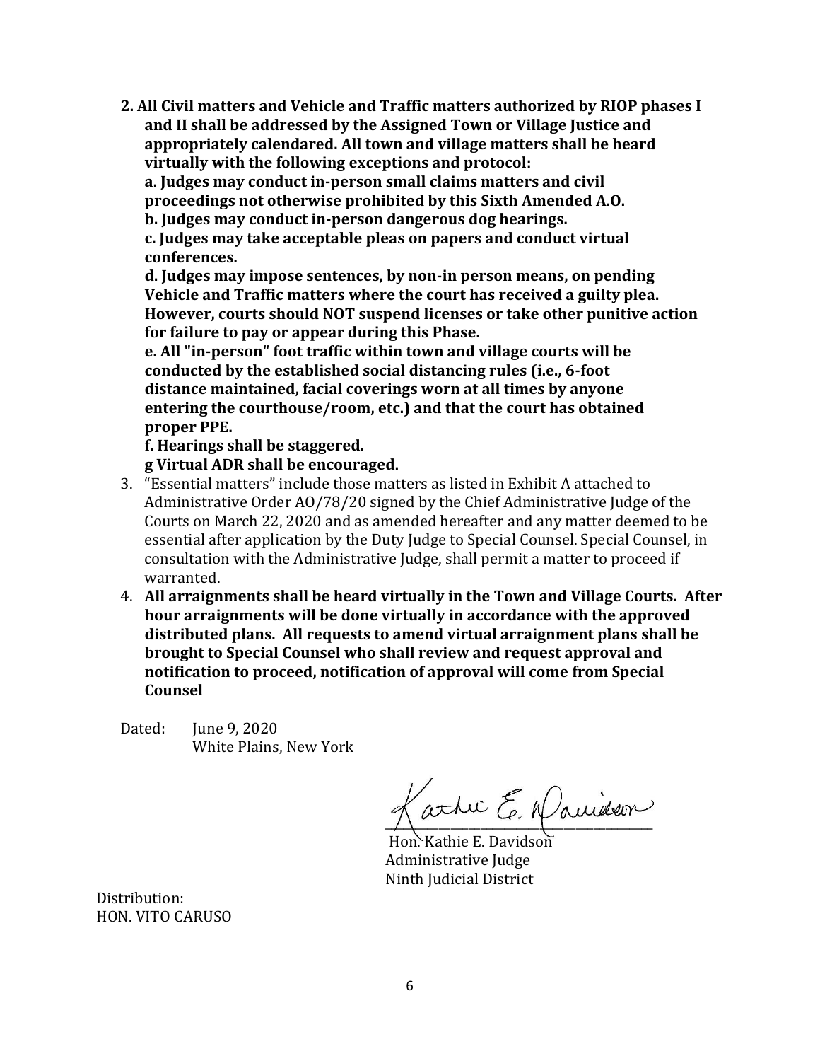2. **All Civil matters and Vehicle and Traffic matters authorized by RIOP phases I and II shall be addressed by the Assigned Town or Village Justice and appropriately calendared. All town and village matters shall be heard virtually with the following exceptions and protocol:**
   **a. Judges may conduct in-person small claims matters and civil proceedings not otherwise prohibited by this Sixth Amended A.O.**
   **b. Judges may conduct in-person dangerous dog hearings.**
   **c. Judges may take acceptable pleas on papers and conduct virtual conferences.**
   **d. Judges may impose sentences, by non-in person means, on pending Vehicle and Traffic matters where the court has received a guilty plea. However, courts should NOT suspend licenses or take other punitive action for failure to pay or appear during this Phase.**
   **e. All "in-person" foot traffic within town and village courts will be conducted by the established social distancing rules (i.e., 6-foot distance maintained, facial coverings worn at all times by anyone entering the courthouse/room, etc.) and that the court has obtained proper PPE.**
   **f. Hearings shall be staggered.**
   **g Virtual ADR shall be encouraged.**
3. "Essential matters" include those matters as listed in Exhibit A attached to Administrative Order AO/78/20 signed by the Chief Administrative Judge of the Courts on March 22, 2020 and as amended hereafter and any matter deemed to be essential after application by the Duty Judge to Special Counsel. Special Counsel, in consultation with the Administrative Judge, shall permit a matter to proceed if warranted.
4. **All arraignments shall be heard virtually in the Town and Village Courts. After hour arraignments will be done virtually in accordance with the approved distributed plans. All requests to amend virtual arraignment plans shall be brought to Special Counsel who shall review and request approval and notification to proceed, notification of approval will come from Special Counsel**

Dated: June 9, 2020
White Plains, New York

Kathie E. Davidson

Hon. Kathie E. Davidson
Administrative Judge
Ninth Judicial District

Distribution:
HON. VITO CARUSO